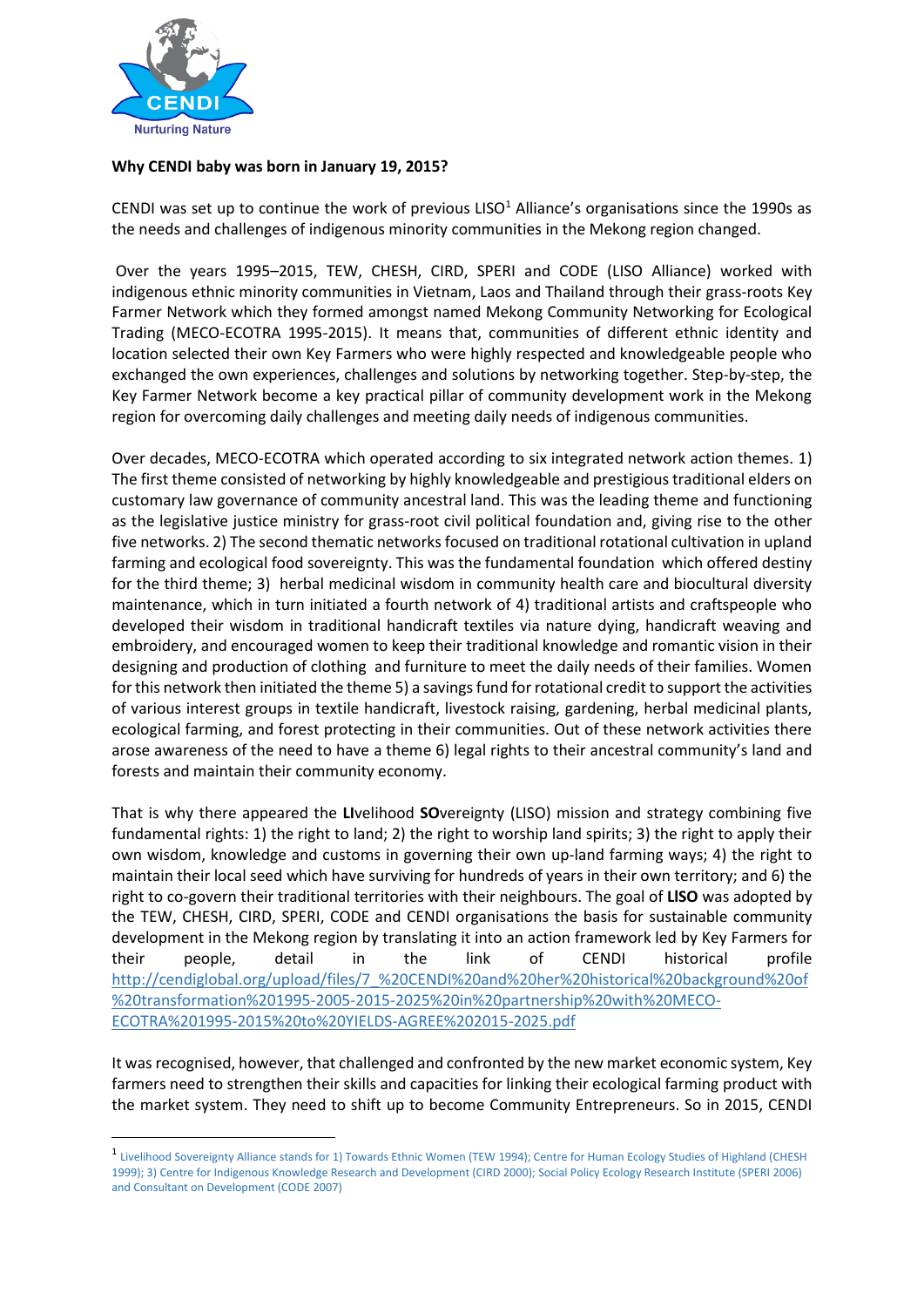CENDI

Nurturing Nature

**Why CENDI baby was born in January 19, 2015?**

CENDI was set up to continue the work of previous LISO[1] Alliance's organisations since the 1990s as the needs and challenges of indigenous minority communities in the Mekong region changed.

Over the years 1995–2015, TEW, CHESH, CIRD, SPERI and CODE (LISO Alliance) worked with indigenous ethnic minority communities in Vietnam, Laos and Thailand through their grass-roots Key Farmer Network which they formed amongst named Mekong Community Networking for Ecological Trading (MECO-ECOTRA 1995-2015). It means that, communities of different ethnic identity and location selected their own Key Farmers who were highly respected and knowledgeable people who exchanged the own experiences, challenges and solutions by networking together. Step-by-step, the Key Farmer Network become a key practical pillar of community development work in the Mekong region for overcoming daily challenges and meeting daily needs of indigenous communities.

Over decades, MECO-ECOTRA which operated according to six integrated network action themes. 1) The first theme consisted of networking by highly knowledgeable and prestigious traditional elders on customary law governance of community ancestral land. This was the leading theme and functioning as the legislative justice ministry for grass-root civil political foundation and, giving rise to the other five networks. 2) The second thematic networks focused on traditional rotational cultivation in upland farming and ecological food sovereignty. This was the fundamental foundation which offered destiny for the third theme; 3) herbal medicinal wisdom in community health care and biocultural diversity maintenance, which in turn initiated a fourth network of 4) traditional artists and craftspeople who developed their wisdom in traditional handicraft textiles via nature dying, handicraft weaving and embroidery, and encouraged women to keep their traditional knowledge and romantic vision in their designing and production of clothing and furniture to meet the daily needs of their families. Women for this network then initiated the theme 5) a savings fund for rotational credit to support the activities of various interest groups in textile handicraft, livestock raising, gardening, herbal medicinal plants, ecological farming, and forest protecting in their communities. Out of these network activities there arose awareness of the need to have a theme 6) legal rights to their ancestral community's land and forests and maintain their community economy.

That is why there appeared the **LI**velihood **SO**vereignty (LISO) mission and strategy combining five fundamental rights: 1) the right to land; 2) the right to worship land spirits; 3) the right to apply their own wisdom, knowledge and customs in governing their own up-land farming ways; 4) the right to maintain their local seed which have surviving for hundreds of years in their own territory; and 6) the right to co-govern their traditional territories with their neighbours. The goal of **LISO** was adopted by the TEW, CHESH, CIRD, SPERI, CODE and CENDI organisations the basis for sustainable community development in the Mekong region by translating it into an action framework led by Key Farmers for their people, detail in the link of CENDI historical profile http://cendiglobal.org/upload/files/7_%20CENDI%20and%20her%20historical%20background%20of%20transformation%201995-2005-2015-2025%20in%20partnership%20with%20MECO-ECOTRA%201995-2015%20to%20YIELDS-AGREE%202015-2025.pdf

It was recognised, however, that challenged and confronted by the new market economic system, Key farmers need to strengthen their skills and capacities for linking their ecological farming product with the market system. They need to shift up to become Community Entrepreneurs. So in 2015, CENDI

[1] Livelihood Sovereignty Alliance stands for 1) Towards Ethnic Women (TEW 1994); Centre for Human Ecology Studies of Highland (CHESH 1999); 3) Centre for Indigenous Knowledge Research and Development (CIRD 2000); Social Policy Ecology Research Institute (SPERI 2006) and Consultant on Development (CODE 2007)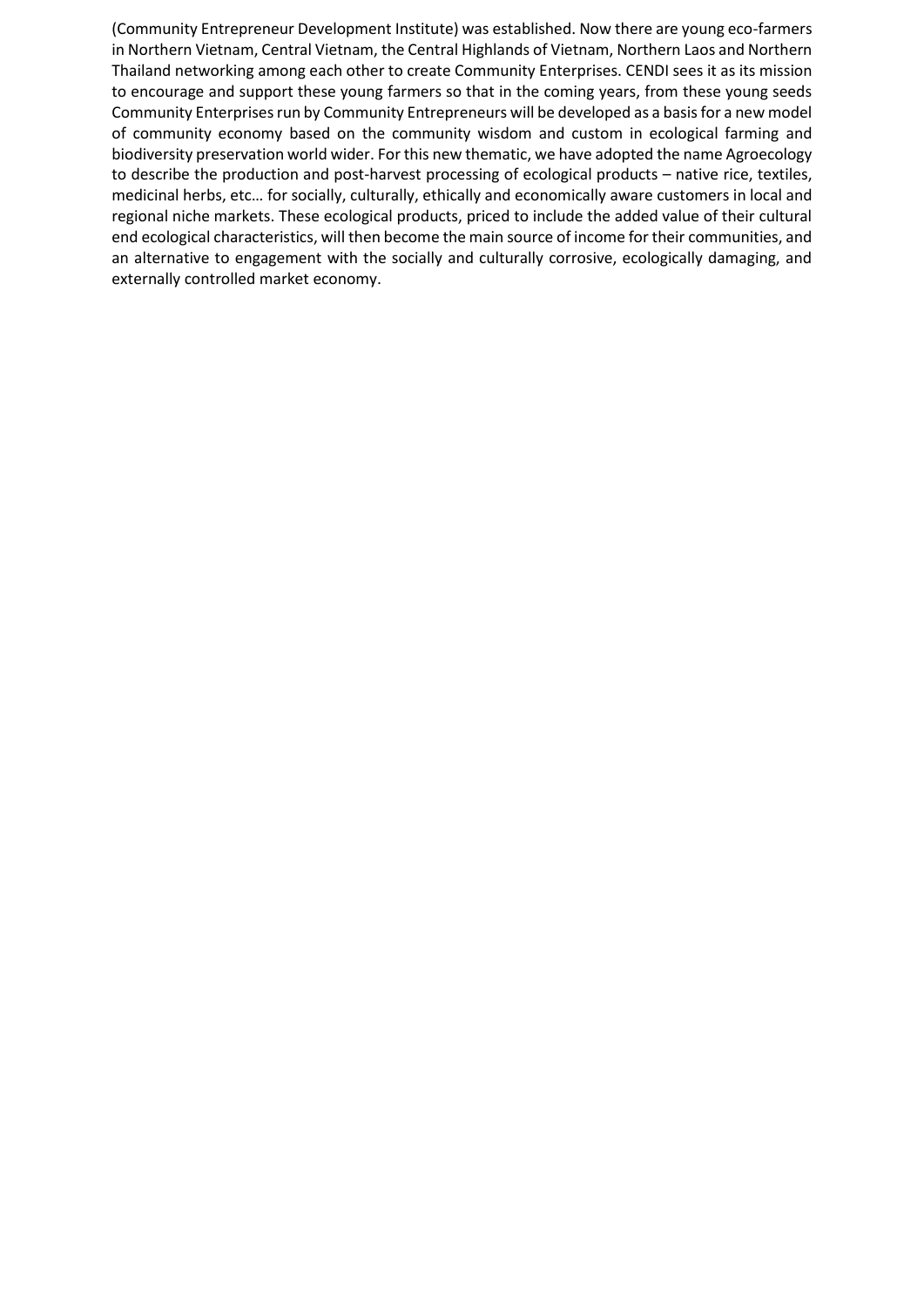(Community Entrepreneur Development Institute) was established. Now there are young eco-farmers in Northern Vietnam, Central Vietnam, the Central Highlands of Vietnam, Northern Laos and Northern Thailand networking among each other to create Community Enterprises. CENDI sees it as its mission to encourage and support these young farmers so that in the coming years, from these young seeds Community Enterprises run by Community Entrepreneurs will be developed as a basis for a new model of community economy based on the community wisdom and custom in ecological farming and biodiversity preservation world wider. For this new thematic, we have adopted the name Agroecology to describe the production and post-harvest processing of ecological products – native rice, textiles, medicinal herbs, etc… for socially, culturally, ethically and economically aware customers in local and regional niche markets. These ecological products, priced to include the added value of their cultural end ecological characteristics, will then become the main source of income for their communities, and an alternative to engagement with the socially and culturally corrosive, ecologically damaging, and externally controlled market economy.